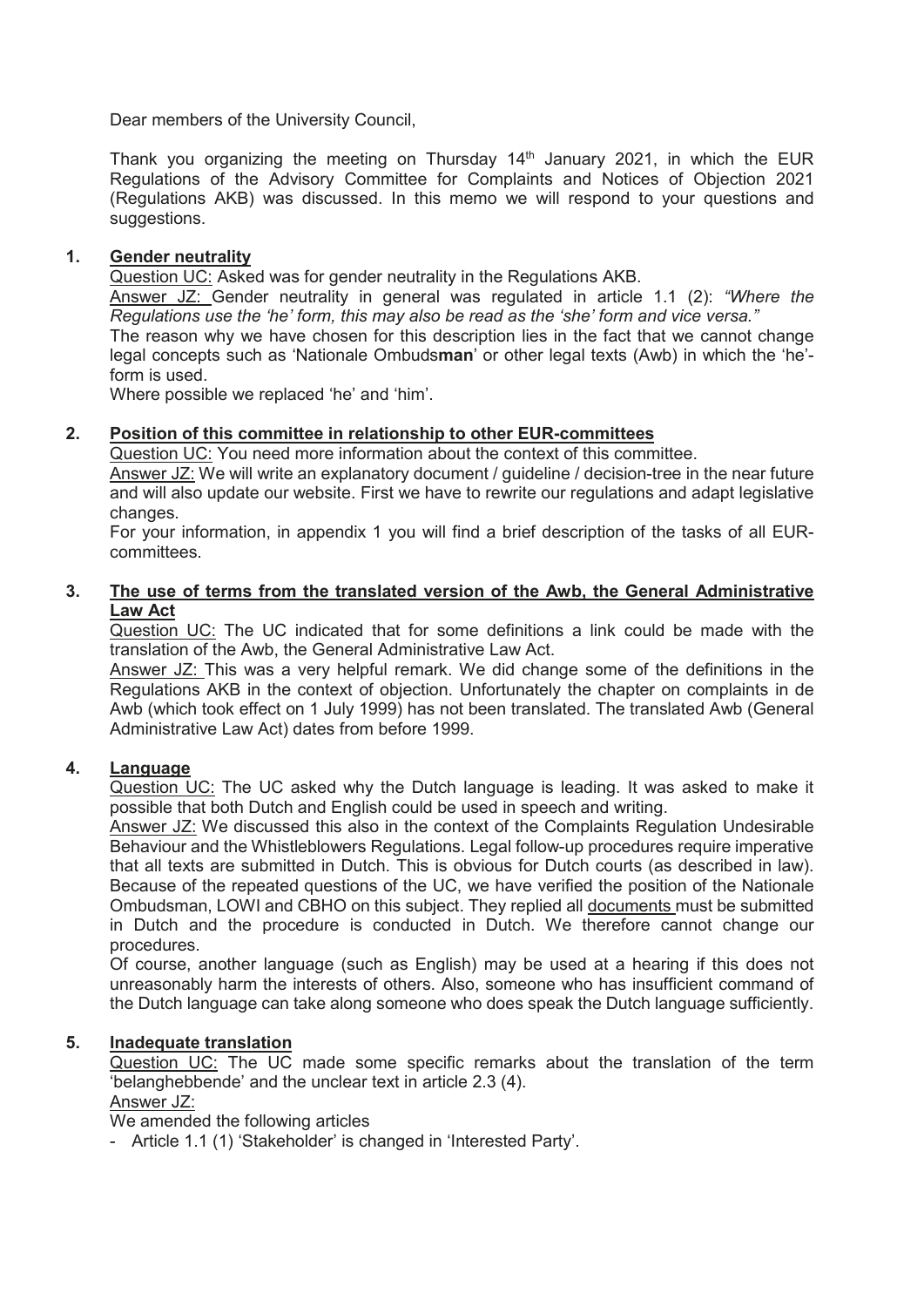Dear members of the University Council,

Thank you organizing the meeting on Thursday 14th January 2021, in which the EUR Regulations of the Advisory Committee for Complaints and Notices of Objection 2021 (Regulations AKB) was discussed. In this memo we will respond to your questions and suggestions.

1. **Gender neutrality**

   Question UC: Asked was for gender neutrality in the Regulations AKB.

   Answer JZ: Gender neutrality in general was regulated in article 1.1 (2): *"Where the Regulations use the 'he' form, this may also be read as the 'she' form and vice versa."*

   The reason why we have chosen for this description lies in the fact that we cannot change legal concepts such as 'Nationale Ombuds**man**' or other legal texts (Awb) in which the 'he'-form is used.

   Where possible we replaced 'he' and 'him'.

2. **Position of this committee in relationship to other EUR-committees**

   Question UC: You need more information about the context of this committee.

   Answer JZ: We will write an explanatory document / guideline / decision-tree in the near future and will also update our website. First we have to rewrite our regulations and adapt legislative changes.

   For your information, in appendix 1 you will find a brief description of the tasks of all EUR-committees.

3. **The use of terms from the translated version of the Awb, the General Administrative Law Act**

   Question UC: The UC indicated that for some definitions a link could be made with the translation of the Awb, the General Administrative Law Act.

   Answer JZ: This was a very helpful remark. We did change some of the definitions in the Regulations AKB in the context of objection. Unfortunately the chapter on complaints in de Awb (which took effect on 1 July 1999) has not been translated. The translated Awb (General Administrative Law Act) dates from before 1999.

4. **Language**

   Question UC: The UC asked why the Dutch language is leading. It was asked to make it possible that both Dutch and English could be used in speech and writing.

   Answer JZ: We discussed this also in the context of the Complaints Regulation Undesirable Behaviour and the Whistleblowers Regulations. Legal follow-up procedures require imperative that all texts are submitted in Dutch. This is obvious for Dutch courts (as described in law). Because of the repeated questions of the UC, we have verified the position of the Nationale Ombudsman, LOWI and CBHO on this subject. They replied all documents must be submitted in Dutch and the procedure is conducted in Dutch. We therefore cannot change our procedures.

   Of course, another language (such as English) may be used at a hearing if this does not unreasonably harm the interests of others. Also, someone who has insufficient command of the Dutch language can take along someone who does speak the Dutch language sufficiently.

5. **Inadequate translation**

   Question UC: The UC made some specific remarks about the translation of the term 'belanghebbende' and the unclear text in article 2.3 (4).

   Answer JZ:

   We amended the following articles

   - Article 1.1 (1) 'Stakeholder' is changed in 'Interested Party'.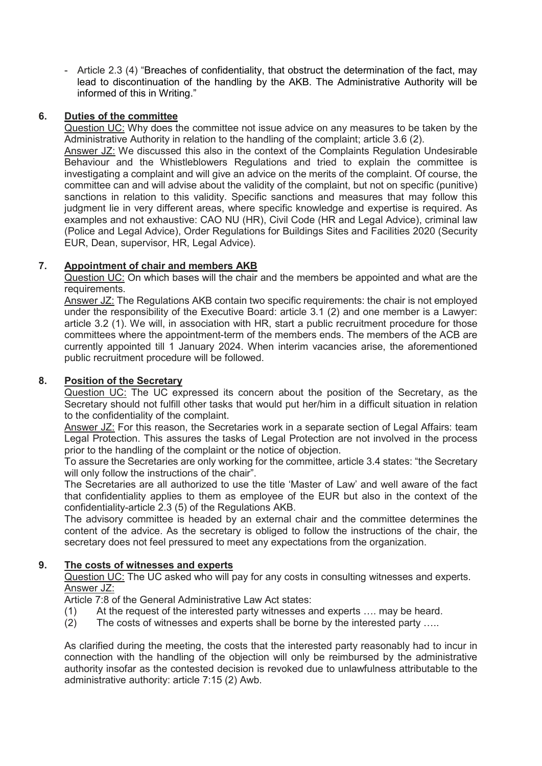- Article 2.3 (4) "Breaches of confidentiality, that obstruct the determination of the fact, may lead to discontinuation of the handling by the AKB. The Administrative Authority will be informed of this in Writing."

## 6. Duties of the committee

Question UC: Why does the committee not issue advice on any measures to be taken by the Administrative Authority in relation to the handling of the complaint; article 3.6 (2).

Answer JZ: We discussed this also in the context of the Complaints Regulation Undesirable Behaviour and the Whistleblowers Regulations and tried to explain the committee is investigating a complaint and will give an advice on the merits of the complaint. Of course, the committee can and will advise about the validity of the complaint, but not on specific (punitive) sanctions in relation to this validity. Specific sanctions and measures that may follow this judgment lie in very different areas, where specific knowledge and expertise is required. As examples and not exhaustive: CAO NU (HR), Civil Code (HR and Legal Advice), criminal law (Police and Legal Advice), Order Regulations for Buildings Sites and Facilities 2020 (Security EUR, Dean, supervisor, HR, Legal Advice).

## 7. Appointment of chair and members AKB

Question UC: On which bases will the chair and the members be appointed and what are the requirements.

Answer JZ: The Regulations AKB contain two specific requirements: the chair is not employed under the responsibility of the Executive Board: article 3.1 (2) and one member is a Lawyer: article 3.2 (1). We will, in association with HR, start a public recruitment procedure for those committees where the appointment-term of the members ends. The members of the ACB are currently appointed till 1 January 2024. When interim vacancies arise, the aforementioned public recruitment procedure will be followed.

## 8. Position of the Secretary

Question UC: The UC expressed its concern about the position of the Secretary, as the Secretary should not fulfill other tasks that would put her/him in a difficult situation in relation to the confidentiality of the complaint.

Answer JZ: For this reason, the Secretaries work in a separate section of Legal Affairs: team Legal Protection. This assures the tasks of Legal Protection are not involved in the process prior to the handling of the complaint or the notice of objection.

To assure the Secretaries are only working for the committee, article 3.4 states: "the Secretary will only follow the instructions of the chair".

The Secretaries are all authorized to use the title 'Master of Law' and well aware of the fact that confidentiality applies to them as employee of the EUR but also in the context of the confidentiality-article 2.3 (5) of the Regulations AKB.

The advisory committee is headed by an external chair and the committee determines the content of the advice. As the secretary is obliged to follow the instructions of the chair, the secretary does not feel pressured to meet any expectations from the organization.

## 9. The costs of witnesses and experts

Question UC: The UC asked who will pay for any costs in consulting witnesses and experts.

Answer JZ:

Article 7:8 of the General Administrative Law Act states:

(1) At the request of the interested party witnesses and experts …. may be heard.

(2) The costs of witnesses and experts shall be borne by the interested party …..

As clarified during the meeting, the costs that the interested party reasonably had to incur in connection with the handling of the objection will only be reimbursed by the administrative authority insofar as the contested decision is revoked due to unlawfulness attributable to the administrative authority: article 7:15 (2) Awb.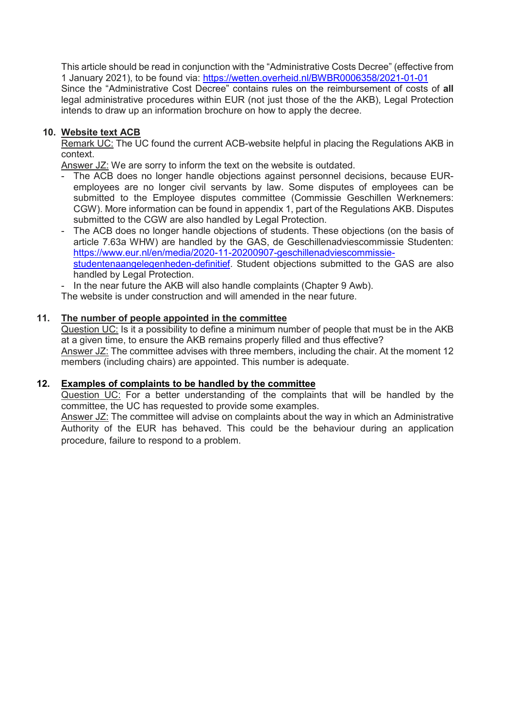This article should be read in conjunction with the "Administrative Costs Decree" (effective from 1 January 2021), to be found via: https://wetten.overheid.nl/BWBR0006358/2021-01-01

Since the "Administrative Cost Decree" contains rules on the reimbursement of costs of **all** legal administrative procedures within EUR (not just those of the the AKB), Legal Protection intends to draw up an information brochure on how to apply the decree.

**10. Website text ACB**

Remark UC: The UC found the current ACB-website helpful in placing the Regulations AKB in context.

Answer JZ: We are sorry to inform the text on the website is outdated.

- The ACB does no longer handle objections against personnel decisions, because EUR-employees are no longer civil servants by law. Some disputes of employees can be submitted to the Employee disputes committee (Commissie Geschillen Werknemers: CGW). More information can be found in appendix 1, part of the Regulations AKB. Disputes submitted to the CGW are also handled by Legal Protection.
- The ACB does no longer handle objections of students. These objections (on the basis of article 7.63a WHW) are handled by the GAS, de Geschillenadviescommissie Studenten: https://www.eur.nl/en/media/2020-11-20200907-geschillenadviescommissie-studentenaangelegenheden-definitief. Student objections submitted to the GAS are also handled by Legal Protection.
- In the near future the AKB will also handle complaints (Chapter 9 Awb).

The website is under construction and will amended in the near future.

**11. The number of people appointed in the committee**

Question UC: Is it a possibility to define a minimum number of people that must be in the AKB at a given time, to ensure the AKB remains properly filled and thus effective?

Answer JZ: The committee advises with three members, including the chair. At the moment 12 members (including chairs) are appointed. This number is adequate.

**12. Examples of complaints to be handled by the committee**

Question UC: For a better understanding of the complaints that will be handled by the committee, the UC has requested to provide some examples.

Answer JZ: The committee will advise on complaints about the way in which an Administrative Authority of the EUR has behaved. This could be the behaviour during an application procedure, failure to respond to a problem.